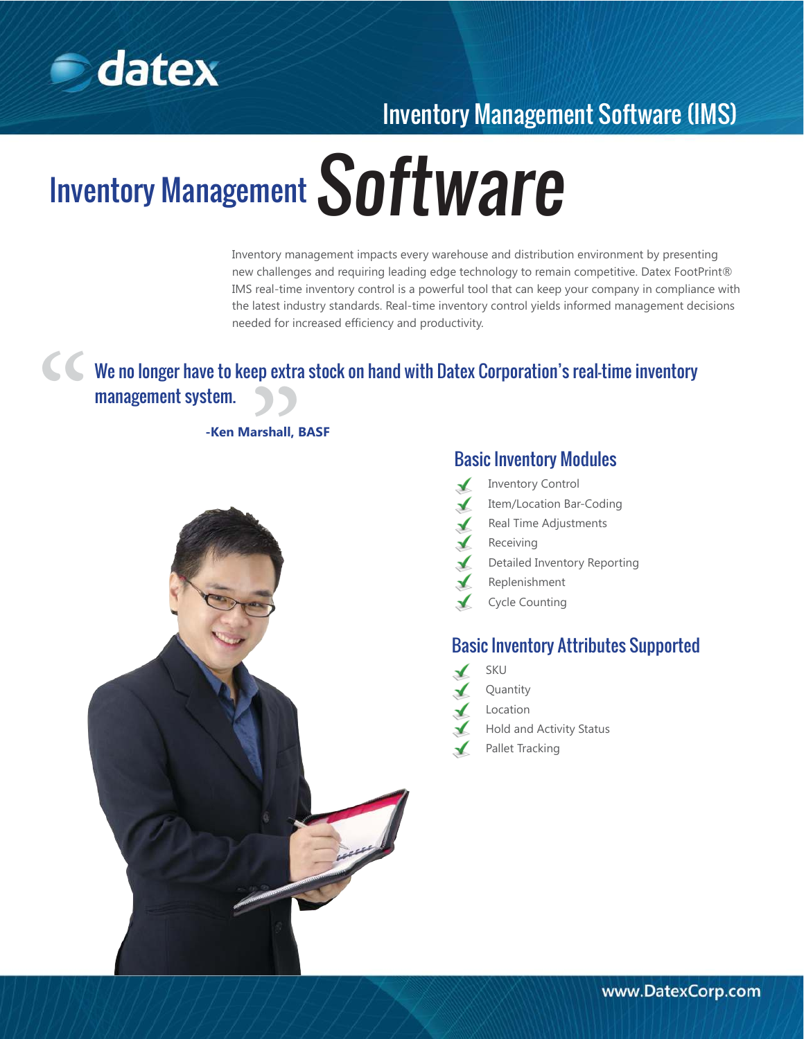datex

Inventory Management Software (IMS)

# Inventory Management Software

Inventory management impacts every warehouse and distribution environment by presenting new challenges and requiring leading edge technology to remain competitive. Datex FootPrint® IMS real-time inventory control is a powerful tool that can keep your company in compliance with the latest industry standards. Real-time inventory control yields informed management decisions needed for increased efficiency and productivity.

> "We no longer have to keep extra stock on hand with Datex Corporation's real-time inventory management system."
>
> **-Ken Marshall, BASF**

## Basic Inventory Modules

- Inventory Control
- Item/Location Bar-Coding
- Real Time Adjustments
- Receiving
- Detailed Inventory Reporting
- Replenishment
- Cycle Counting

## Basic Inventory Attributes Supported

- SKU
- Quantity
- Location
- Hold and Activity Status
- Pallet Tracking

www.DatexCorp.com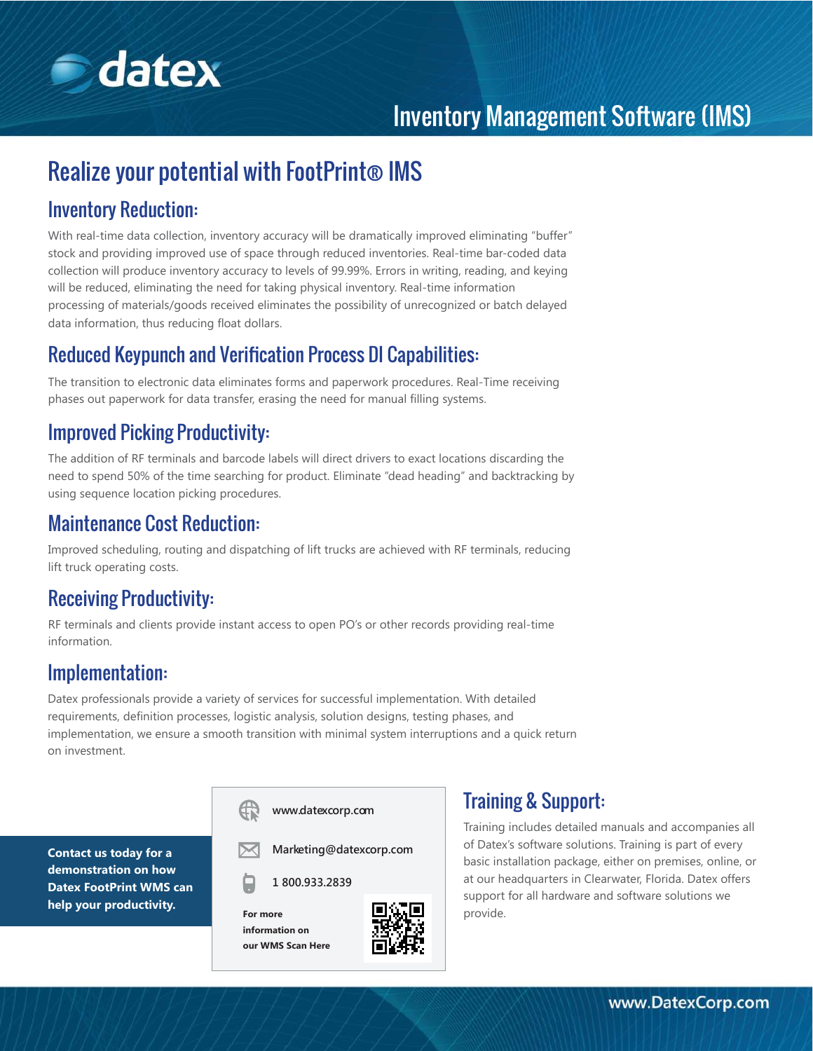# Inventory Management Software (IMS)

## Realize your potential with FootPrint® IMS

### Inventory Reduction:

With real-time data collection, inventory accuracy will be dramatically improved eliminating "buffer" stock and providing improved use of space through reduced inventories. Real-time bar-coded data collection will produce inventory accuracy to levels of 99.99%. Errors in writing, reading, and keying will be reduced, eliminating the need for taking physical inventory. Real-time information processing of materials/goods received eliminates the possibility of unrecognized or batch delayed data information, thus reducing float dollars.

### Reduced Keypunch and Verification Process DI Capabilities:

The transition to electronic data eliminates forms and paperwork procedures. Real-Time receiving phases out paperwork for data transfer, erasing the need for manual filling systems.

### Improved Picking Productivity:

The addition of RF terminals and barcode labels will direct drivers to exact locations discarding the need to spend 50% of the time searching for product. Eliminate "dead heading" and backtracking by using sequence location picking procedures.

### Maintenance Cost Reduction:

Improved scheduling, routing and dispatching of lift trucks are achieved with RF terminals, reducing lift truck operating costs.

### Receiving Productivity:

RF terminals and clients provide instant access to open PO's or other records providing real-time information.

### Implementation:

Datex professionals provide a variety of services for successful implementation. With detailed requirements, definition processes, logistic analysis, solution designs, testing phases, and implementation, we ensure a smooth transition with minimal system interruptions and a quick return on investment.

**Contact us today for a demonstration on how Datex FootPrint WMS can help your productivity.**

www.datexcorp.com

Marketing@datexcorp.com

1 800.933.2839

**For more information on our WMS Scan Here**

### Training & Support:

Training includes detailed manuals and accompanies all of Datex's software solutions. Training is part of every basic installation package, either on premises, online, or at our headquarters in Clearwater, Florida. Datex offers support for all hardware and software solutions we provide.

www.DatexCorp.com